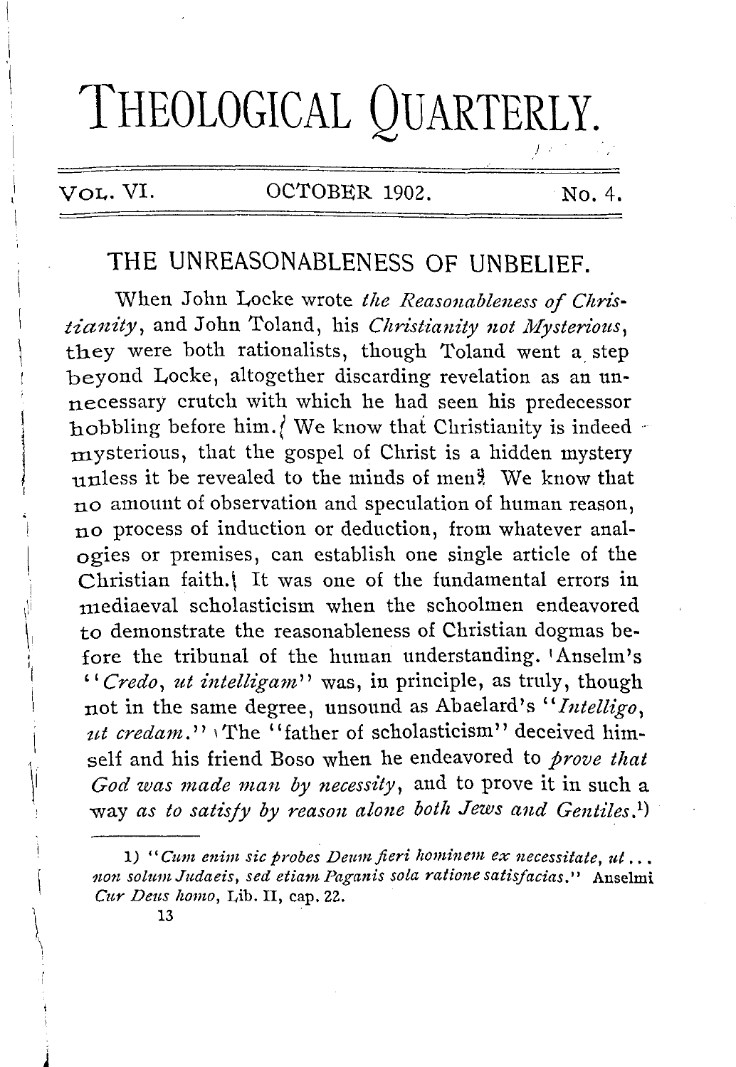# THEOLOGICAL QUARTERLY.

VOL. VI. OCTOBER 1902. No. 4.

## THE UNREASONABLENESS OF UNBELIEF.

When John Locke wrote *the Reasonableness of Christianity*, and John Toland, his *Christianity not Mysterious*, they were both rationalists, though Toland went a step beyond Locke, altogether discarding revelation as an unnecessary crutch with which he had seen his predecessor hobbling before him. We know that Christianity is indeed mysterious, that the gospel of Christ is a hidden mystery unless it be revealed to the minds of men. We know that no amount of observation and speculation of human reason, no process of induction or deduction, from whatever analogies or premises, can establish one single article of the Christian faith. It was one of the fundamental errors in mediaeval scholasticism when the schoolmen endeavored to demonstrate the reasonableness of Christian dogmas before the tribunal of the human understanding. Anselm's "*Credo, ut intelligam*" was, in principle, as truly, though not in the same degree, unsound as Abaelard's "*Intelligo, ut credam.*" The "father of scholasticism" deceived himself and his friend Boso when he endeavored to *prove that God was made man by necessity*, and to prove it in such a way *as to satisfy by reason alone both Jews and Gentiles.*[1])

1) "*Cum enim sic probes Deum fieri hominem ex necessitate, ut ... non solum Judaeis, sed etiam Paganis sola ratione satisfacias.*" Anselmi *Cur Deus homo*, Lib. II, cap. 22.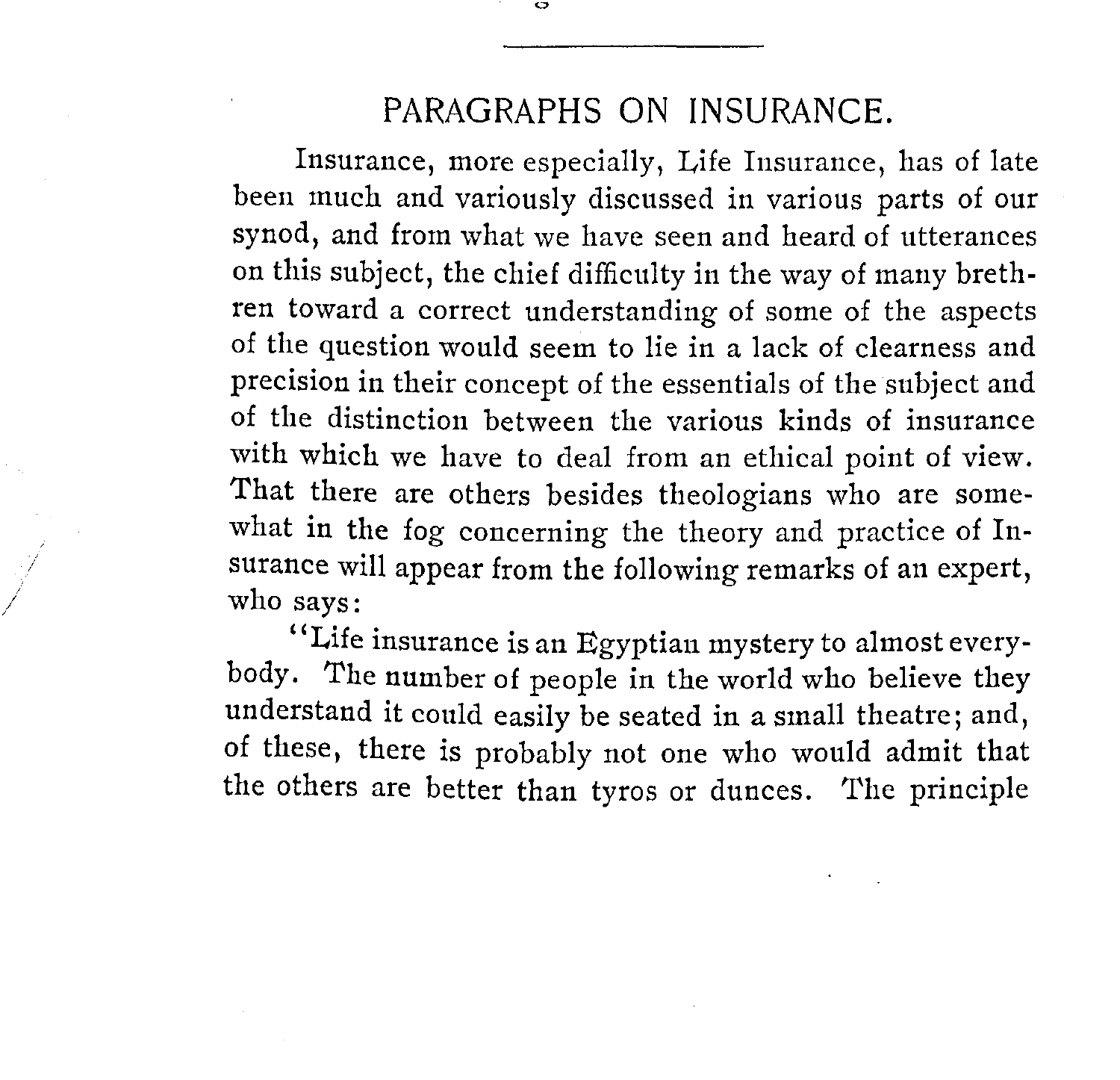## PARAGRAPHS ON INSURANCE.

Insurance, more especially, Life Insurance, has of late been much and variously discussed in various parts of our synod, and from what we have seen and heard of utterances on this subject, the chief difficulty in the way of many brethren toward a correct understanding of some of the aspects of the question would seem to lie in a lack of clearness and precision in their concept of the essentials of the subject and of the distinction between the various kinds of insurance with which we have to deal from an ethical point of view. That there are others besides theologians who are somewhat in the fog concerning the theory and practice of Insurance will appear from the following remarks of an expert, who says:

"Life insurance is an Egyptian mystery to almost everybody. The number of people in the world who believe they understand it could easily be seated in a small theatre; and, of these, there is probably not one who would admit that the others are better than tyros or dunces. The principle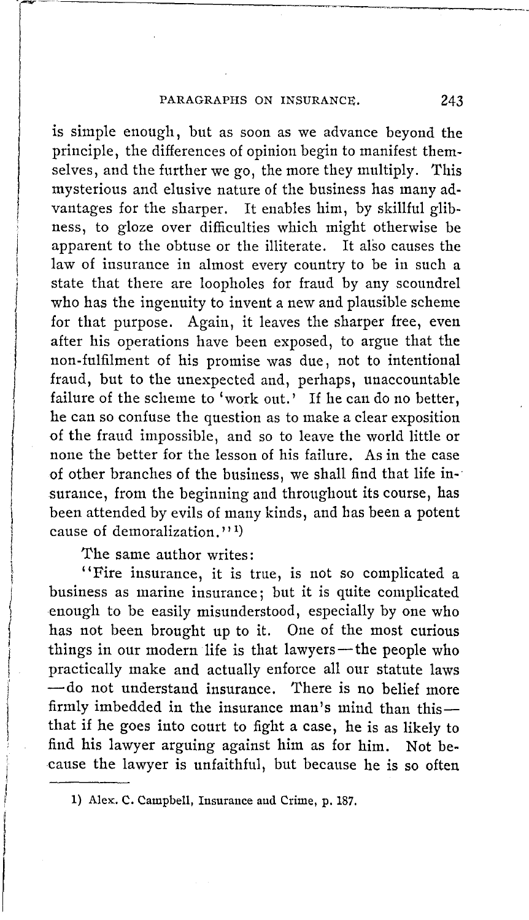is simple enough, but as soon as we advance beyond the principle, the differences of opinion begin to manifest themselves, and the further we go, the more they multiply. This mysterious and elusive nature of the business has many advantages for the sharper. It enables him, by skillful glibness, to gloze over difficulties which might otherwise be apparent to the obtuse or the illiterate. It also causes the law of insurance in almost every country to be in such a state that there are loopholes for fraud by any scoundrel who has the ingenuity to invent a new and plausible scheme for that purpose. Again, it leaves the sharper free, even after his operations have been exposed, to argue that the non-fulfilment of his promise was due, not to intentional fraud, but to the unexpected and, perhaps, unaccountable failure of the scheme to 'work out.' If he can do no better, he can so confuse the question as to make a clear exposition of the fraud impossible, and so to leave the world little or none the better for the lesson of his failure. As in the case of other branches of the business, we shall find that life insurance, from the beginning and throughout its course, has been attended by evils of many kinds, and has been a potent cause of demoralization."[1]

The same author writes:

"Fire insurance, it is true, is not so complicated a business as marine insurance; but it is quite complicated enough to be easily misunderstood, especially by one who has not been brought up to it. One of the most curious things in our modern life is that lawyers—the people who practically make and actually enforce all our statute laws—do not understand insurance. There is no belief more firmly imbedded in the insurance man's mind than this—that if he goes into court to fight a case, he is as likely to find his lawyer arguing against him as for him. Not because the lawyer is unfaithful, but because he is so often

---

1) Alex. C. Campbell, Insurance and Crime, p. 187.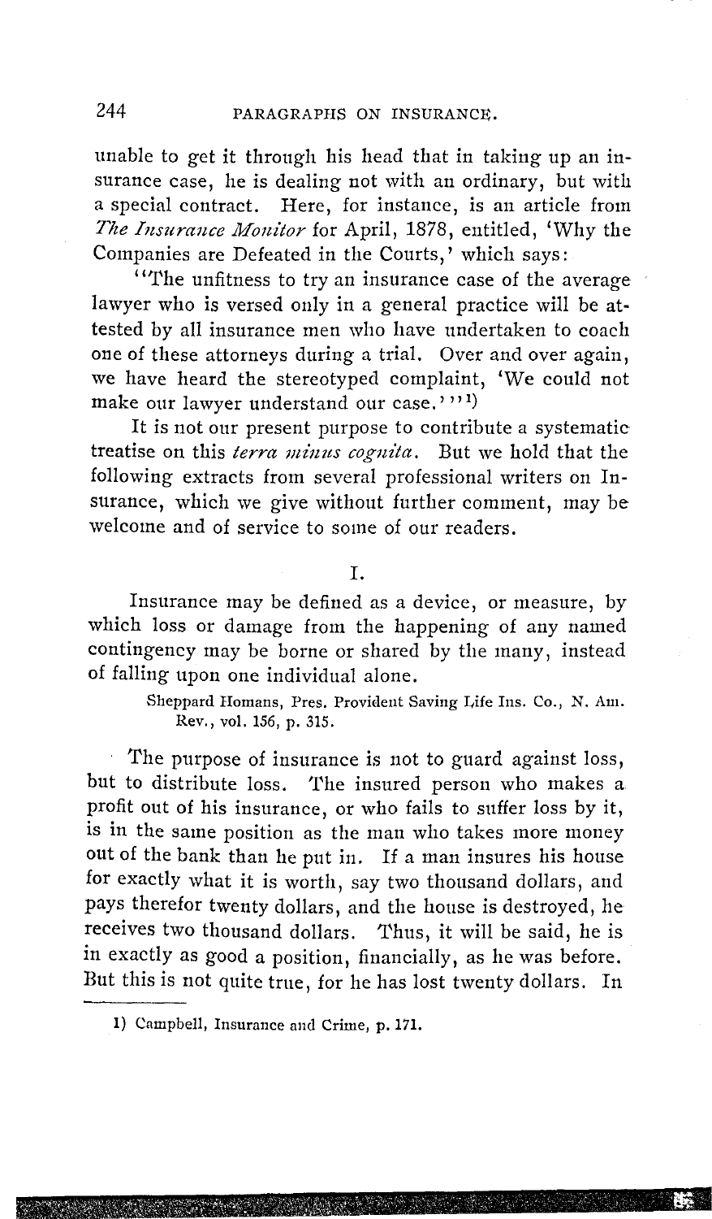unable to get it through his head that in taking up an insurance case, he is dealing not with an ordinary, but with a special contract. Here, for instance, is an article from *The Insurance Monitor* for April, 1878, entitled, 'Why the Companies are Defeated in the Courts,' which says:

"The unfitness to try an insurance case of the average lawyer who is versed only in a general practice will be attested by all insurance men who have undertaken to coach one of these attorneys during a trial. Over and over again, we have heard the stereotyped complaint, 'We could not make our lawyer understand our case.'"[1]

It is not our present purpose to contribute a systematic treatise on this *terra minus cognita*. But we hold that the following extracts from several professional writers on Insurance, which we give without further comment, may be welcome and of service to some of our readers.

I.

Insurance may be defined as a device, or measure, by which loss or damage from the happening of any named contingency may be borne or shared by the many, instead of falling upon one individual alone.

> Sheppard Homans, Pres. Provident Saving Life Ins. Co., N. Am. Rev., vol. 156, p. 315.

The purpose of insurance is not to guard against loss, but to distribute loss. The insured person who makes a profit out of his insurance, or who fails to suffer loss by it, is in the same position as the man who takes more money out of the bank than he put in. If a man insures his house for exactly what it is worth, say two thousand dollars, and pays therefor twenty dollars, and the house is destroyed, he receives two thousand dollars. Thus, it will be said, he is in exactly as good a position, financially, as he was before. But this is not quite true, for he has lost twenty dollars. In

1) Campbell, Insurance and Crime, p. 171.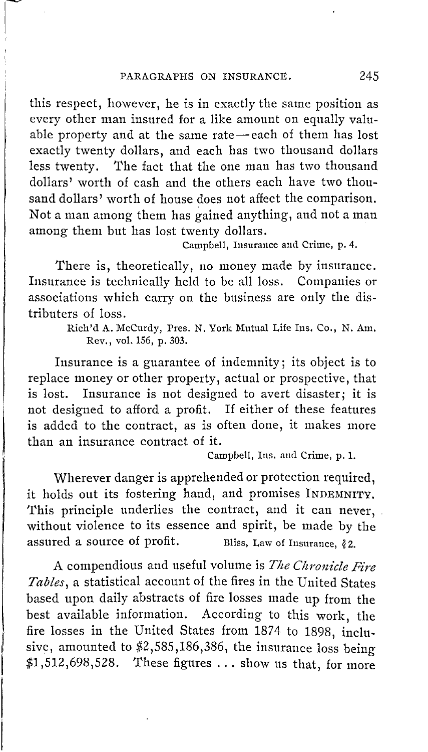this respect, however, he is in exactly the same position as every other man insured for a like amount on equally valuable property and at the same rate—each of them has lost exactly twenty dollars, and each has two thousand dollars less twenty. The fact that the one man has two thousand dollars' worth of cash and the others each have two thousand dollars' worth of house does not affect the comparison. Not a man among them has gained anything, and not a man among them but has lost twenty dollars.

Campbell, Insurance and Crime, p. 4.

There is, theoretically, no money made by insurance. Insurance is technically held to be all loss. Companies or associations which carry on the business are only the distributers of loss.

Rich'd A. McCurdy, Pres. N. York Mutual Life Ins. Co., N. Am. Rev., vol. 156, p. 303.

Insurance is a guarantee of indemnity; its object is to replace money or other property, actual or prospective, that is lost. Insurance is not designed to avert disaster; it is not designed to afford a profit. If either of these features is added to the contract, as is often done, it makes more than an insurance contract of it.

Campbell, Ins. and Crime, p. 1.

Wherever danger is apprehended or protection required, it holds out its fostering hand, and promises INDEMNITY. This principle underlies the contract, and it can never, without violence to its essence and spirit, be made by the assured a source of profit. Bliss, Law of Insurance, § 2.

A compendious and useful volume is *The Chronicle Fire Tables*, a statistical account of the fires in the United States based upon daily abstracts of fire losses made up from the best available information. According to this work, the fire losses in the United States from 1874 to 1898, inclusive, amounted to $2,585,186,386, the insurance loss being $1,512,698,528. These figures ... show us that, for more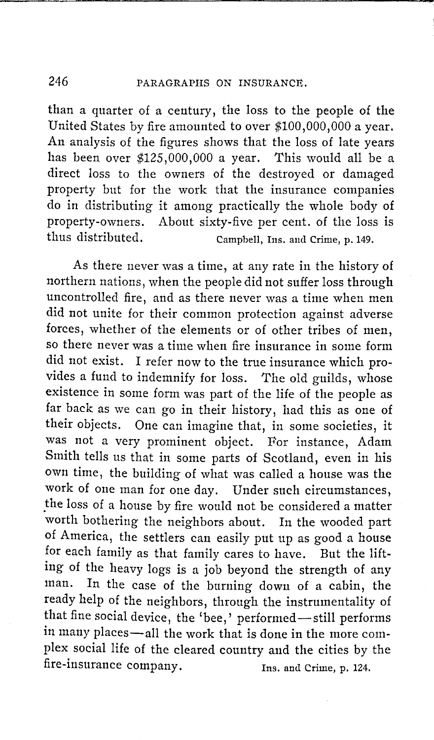than a quarter of a century, the loss to the people of the United States by fire amounted to over $100,000,000 a year. An analysis of the figures shows that the loss of late years has been over $125,000,000 a year. This would all be a direct loss to the owners of the destroyed or damaged property but for the work that the insurance companies do in distributing it among practically the whole body of property-owners. About sixty-five per cent. of the loss is thus distributed. Campbell, Ins. and Crime, p. 149.

As there never was a time, at any rate in the history of northern nations, when the people did not suffer loss through uncontrolled fire, and as there never was a time when men did not unite for their common protection against adverse forces, whether of the elements or of other tribes of men, so there never was a time when fire insurance in some form did not exist. I refer now to the true insurance which provides a fund to indemnify for loss. The old guilds, whose existence in some form was part of the life of the people as far back as we can go in their history, had this as one of their objects. One can imagine that, in some societies, it was not a very prominent object. For instance, Adam Smith tells us that in some parts of Scotland, even in his own time, the building of what was called a house was the work of one man for one day. Under such circumstances, the loss of a house by fire would not be considered a matter worth bothering the neighbors about. In the wooded part of America, the settlers can easily put up as good a house for each family as that family cares to have. But the lifting of the heavy logs is a job beyond the strength of any man. In the case of the burning down of a cabin, the ready help of the neighbors, through the instrumentality of that fine social device, the 'bee,' performed—still performs in many places—all the work that is done in the more complex social life of the cleared country and the cities by the fire-insurance company. Ins. and Crime, p. 124.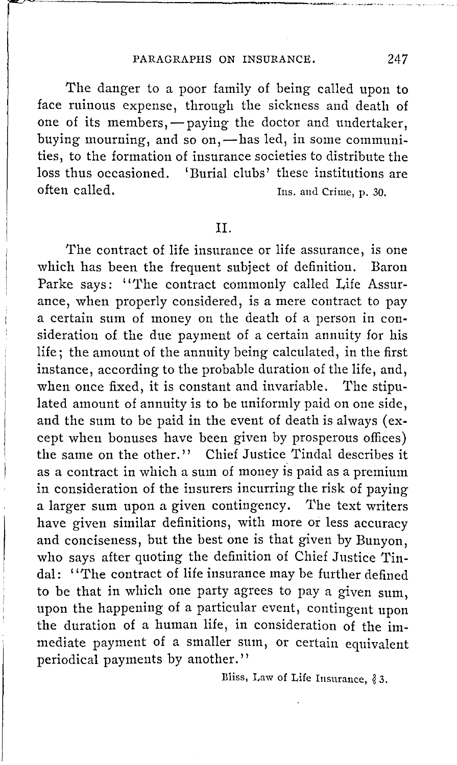The danger to a poor family of being called upon to face ruinous expense, through the sickness and death of one of its members,—paying the doctor and undertaker, buying mourning, and so on,—has led, in some communities, to the formation of insurance societies to distribute the loss thus occasioned. 'Burial clubs' these institutions are often called.

Ins. and Crime, p. 30.

## II.

The contract of life insurance or life assurance, is one which has been the frequent subject of definition. Baron Parke says: "The contract commonly called Life Assurance, when properly considered, is a mere contract to pay a certain sum of money on the death of a person in consideration of the due payment of a certain annuity for his life; the amount of the annuity being calculated, in the first instance, according to the probable duration of the life, and, when once fixed, it is constant and invariable. The stipulated amount of annuity is to be uniformly paid on one side, and the sum to be paid in the event of death is always (except when bonuses have been given by prosperous offices) the same on the other." Chief Justice Tindal describes it as a contract in which a sum of money is paid as a premium in consideration of the insurers incurring the risk of paying a larger sum upon a given contingency. The text writers have given similar definitions, with more or less accuracy and conciseness, but the best one is that given by Bunyon, who says after quoting the definition of Chief Justice Tindal: "The contract of life insurance may be further defined to be that in which one party agrees to pay a given sum, upon the happening of a particular event, contingent upon the duration of a human life, in consideration of the immediate payment of a smaller sum, or certain equivalent periodical payments by another."

Bliss, Law of Life Insurance, § 3.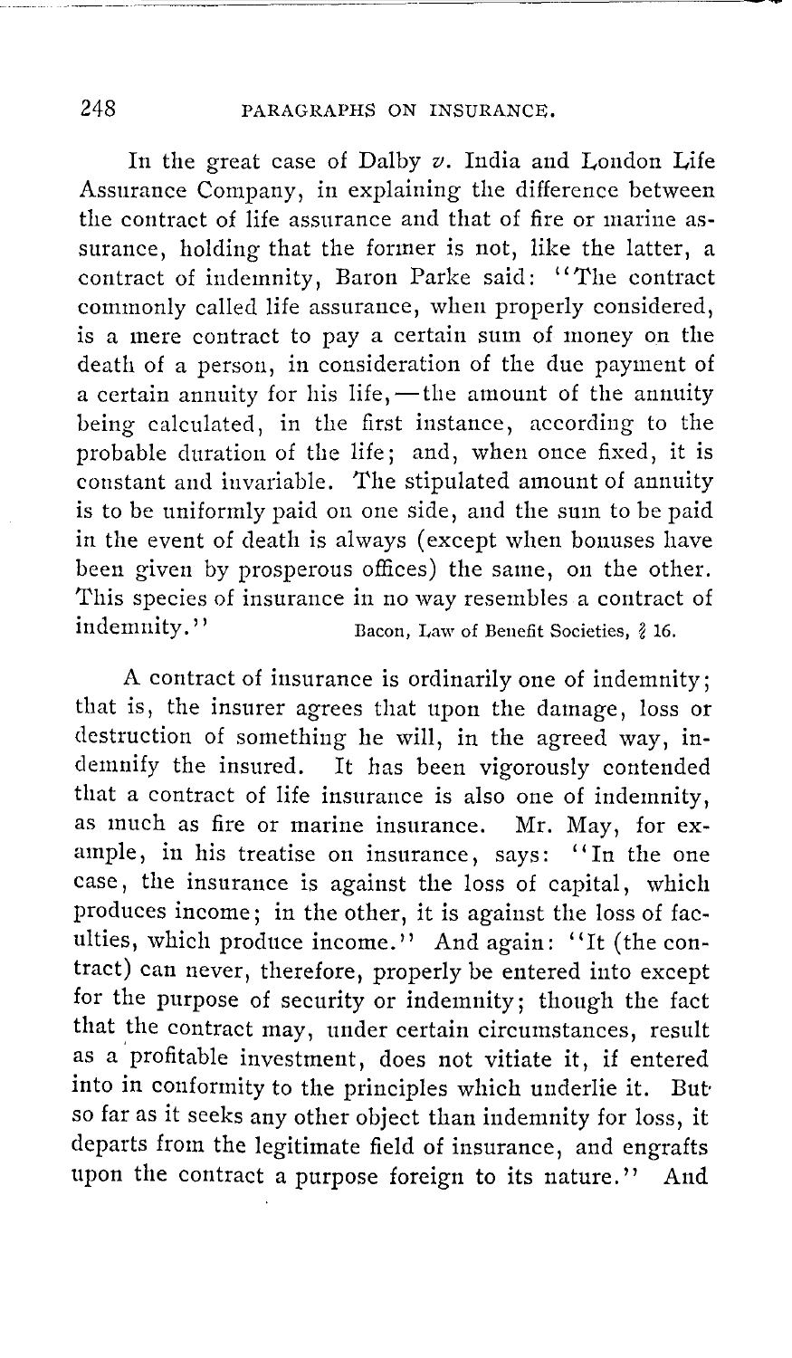In the great case of Dalby *v.* India and London Life Assurance Company, in explaining the difference between the contract of life assurance and that of fire or marine assurance, holding that the former is not, like the latter, a contract of indemnity, Baron Parke said: "The contract commonly called life assurance, when properly considered, is a mere contract to pay a certain sum of money on the death of a person, in consideration of the due payment of a certain annuity for his life,—the amount of the annuity being calculated, in the first instance, according to the probable duration of the life; and, when once fixed, it is constant and invariable. The stipulated amount of annuity is to be uniformly paid on one side, and the sum to be paid in the event of death is always (except when bonuses have been given by prosperous offices) the same, on the other. This species of insurance in no way resembles a contract of indemnity." Bacon, Law of Benefit Societies, § 16.

A contract of insurance is ordinarily one of indemnity; that is, the insurer agrees that upon the damage, loss or destruction of something he will, in the agreed way, indemnify the insured. It has been vigorously contended that a contract of life insurance is also one of indemnity, as much as fire or marine insurance. Mr. May, for example, in his treatise on insurance, says: "In the one case, the insurance is against the loss of capital, which produces income; in the other, it is against the loss of faculties, which produce income." And again: "It (the contract) can never, therefore, properly be entered into except for the purpose of security or indemnity; though the fact that the contract may, under certain circumstances, result as a profitable investment, does not vitiate it, if entered into in conformity to the principles which underlie it. But so far as it seeks any other object than indemnity for loss, it departs from the legitimate field of insurance, and engrafts upon the contract a purpose foreign to its nature." And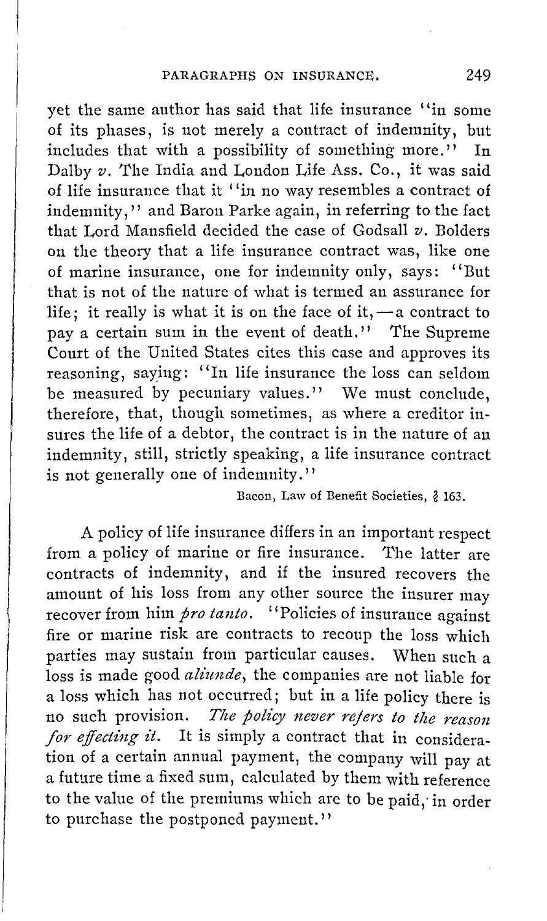yet the same author has said that life insurance "in some of its phases, is not merely a contract of indemnity, but includes that with a possibility of something more." In Dalby *v.* The India and London Life Ass. Co., it was said of life insurance that it "in no way resembles a contract of indemnity," and Baron Parke again, in referring to the fact that Lord Mansfield decided the case of Godsall *v.* Bolders on the theory that a life insurance contract was, like one of marine insurance, one for indemnity only, says: "But that is not of the nature of what is termed an assurance for life; it really is what it is on the face of it,—a contract to pay a certain sum in the event of death." The Supreme Court of the United States cites this case and approves its reasoning, saying: "In life insurance the loss can seldom be measured by pecuniary values." We must conclude, therefore, that, though sometimes, as where a creditor insures the life of a debtor, the contract is in the nature of an indemnity, still, strictly speaking, a life insurance contract is not generally one of indemnity."

Bacon, Law of Benefit Societies, § 163.

A policy of life insurance differs in an important respect from a policy of marine or fire insurance. The latter are contracts of indemnity, and if the insured recovers the amount of his loss from any other source the insurer may recover from him *pro tanto*. "Policies of insurance against fire or marine risk are contracts to recoup the loss which parties may sustain from particular causes. When such a loss is made good *aliunde*, the companies are not liable for a loss which has not occurred; but in a life policy there is no such provision. *The policy never refers to the reason for effecting it.* It is simply a contract that in consideration of a certain annual payment, the company will pay at a future time a fixed sum, calculated by them with reference to the value of the premiums which are to be paid, in order to purchase the postponed payment."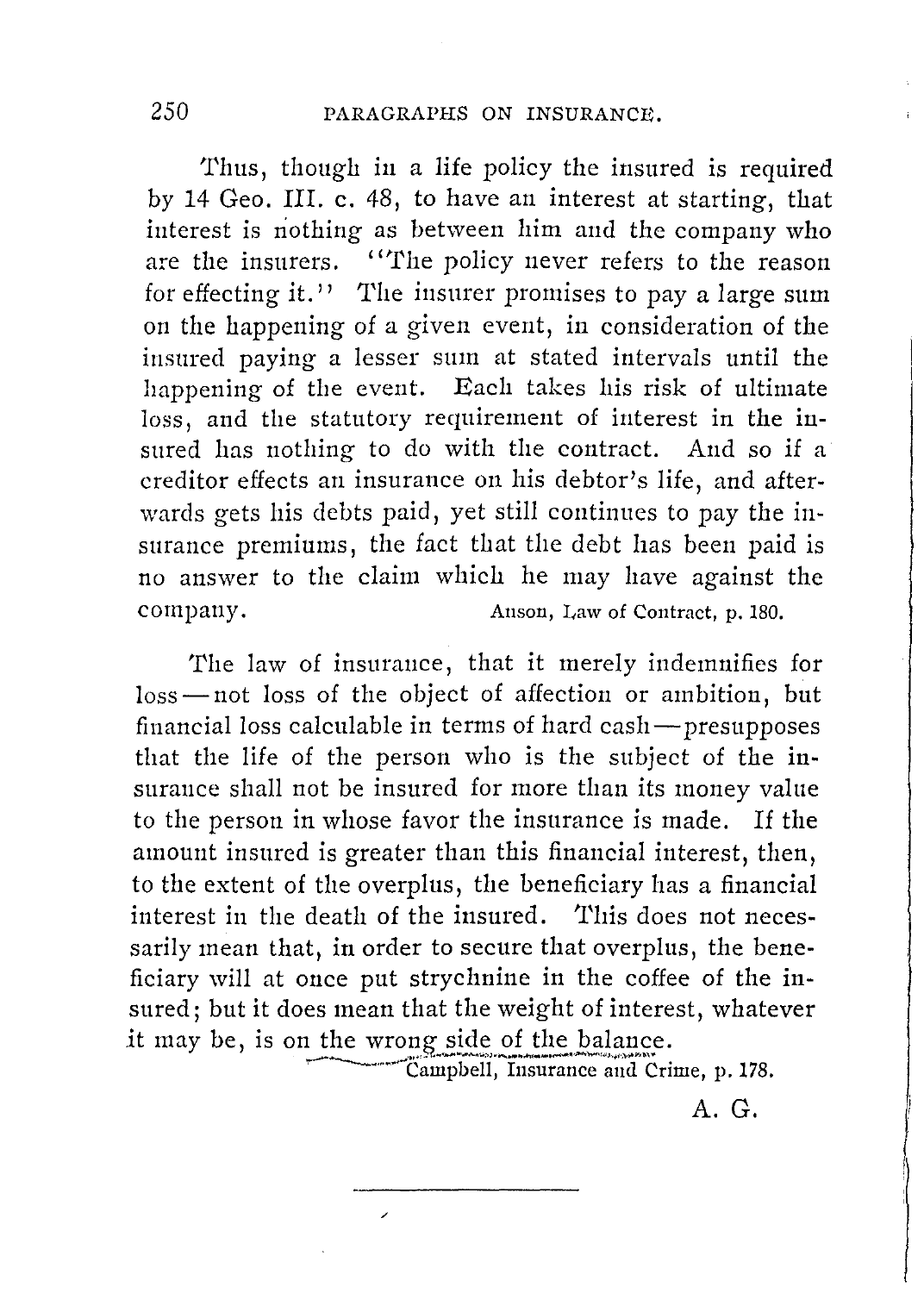Thus, though in a life policy the insured is required by 14 Geo. III. c. 48, to have an interest at starting, that interest is nothing as between him and the company who are the insurers. "The policy never refers to the reason for effecting it." The insurer promises to pay a large sum on the happening of a given event, in consideration of the insured paying a lesser sum at stated intervals until the happening of the event. Each takes his risk of ultimate loss, and the statutory requirement of interest in the insured has nothing to do with the contract. And so if a creditor effects an insurance on his debtor's life, and afterwards gets his debts paid, yet still continues to pay the insurance premiums, the fact that the debt has been paid is no answer to the claim which he may have against the company.

Anson, Law of Contract, p. 180.

The law of insurance, that it merely indemnifies for loss — not loss of the object of affection or ambition, but financial loss calculable in terms of hard cash — presupposes that the life of the person who is the subject of the insurance shall not be insured for more than its money value to the person in whose favor the insurance is made. If the amount insured is greater than this financial interest, then, to the extent of the overplus, the beneficiary has a financial interest in the death of the insured. This does not necessarily mean that, in order to secure that overplus, the beneficiary will at once put strychnine in the coffee of the insured; but it does mean that the weight of interest, whatever it may be, is on the wrong side of the balance.

Campbell, Insurance and Crime, p. 178.

A. G.